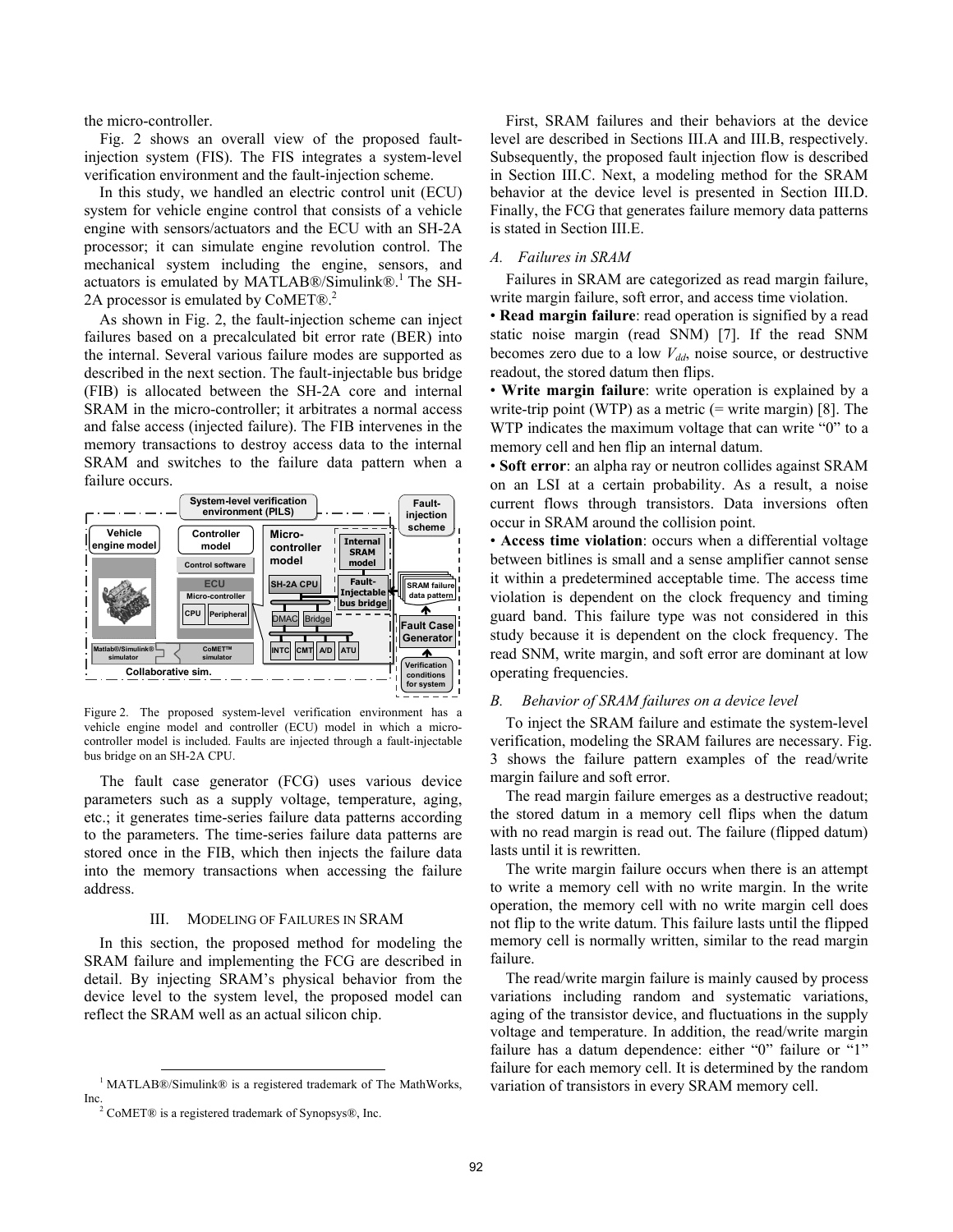the micro-controller.

Fig. 2 shows an overall view of the proposed fault-injection system (FIS). The FIS integrates a system-level verification environment and the fault-injection scheme.

In this study, we handled an electric control unit (ECU) system for vehicle engine control that consists of a vehicle engine with sensors/actuators and the ECU with an SH-2A processor; it can simulate engine revolution control. The mechanical system including the engine, sensors, and actuators is emulated by MATLAB®/Simulink®.[1] The SH-2A processor is emulated by CoMET®.[2]

As shown in Fig. 2, the fault-injection scheme can inject failures based on a precalculated bit error rate (BER) into the internal. Several various failure modes are supported as described in the next section. The fault-injectable bus bridge (FIB) is allocated between the SH-2A core and internal SRAM in the micro-controller; it arbitrates a normal access and false access (injected failure). The FIB intervenes in the memory transactions to destroy access data to the internal SRAM and switches to the failure data pattern when a failure occurs.

Figure 2. The proposed system-level verification environment has a vehicle engine model and controller (ECU) model in which a micro-controller model is included. Faults are injected through a fault-injectable bus bridge on an SH-2A CPU.

The fault case generator (FCG) uses various device parameters such as a supply voltage, temperature, aging, etc.; it generates time-series failure data patterns according to the parameters. The time-series failure data patterns are stored once in the FIB, which then injects the failure data into the memory transactions when accessing the failure address.

## III. Modeling of Failures in SRAM

In this section, the proposed method for modeling the SRAM failure and implementing the FCG are described in detail. By injecting SRAM's physical behavior from the device level to the system level, the proposed model can reflect the SRAM well as an actual silicon chip.

[1] MATLAB®/Simulink® is a registered trademark of The MathWorks, Inc.

[2] CoMET® is a registered trademark of Synopsys®, Inc.

First, SRAM failures and their behaviors at the device level are described in Sections III.A and III.B, respectively. Subsequently, the proposed fault injection flow is described in Section III.C. Next, a modeling method for the SRAM behavior at the device level is presented in Section III.D. Finally, the FCG that generates failure memory data patterns is stated in Section III.E.

### *A. Failures in SRAM*

Failures in SRAM are categorized as read margin failure, write margin failure, soft error, and access time violation.

- **Read margin failure**: read operation is signified by a read static noise margin (read SNM) [7]. If the read SNM becomes zero due to a low $V_{dd}$, noise source, or destructive readout, the stored datum then flips.
- **Write margin failure**: write operation is explained by a write-trip point (WTP) as a metric (= write margin) [8]. The WTP indicates the maximum voltage that can write "0" to a memory cell and hen flip an internal datum.
- **Soft error**: an alpha ray or neutron collides against SRAM on an LSI at a certain probability. As a result, a noise current flows through transistors. Data inversions often occur in SRAM around the collision point.
- **Access time violation**: occurs when a differential voltage between bitlines is small and a sense amplifier cannot sense it within a predetermined acceptable time. The access time violation is dependent on the clock frequency and timing guard band. This failure type was not considered in this study because it is dependent on the clock frequency. The read SNM, write margin, and soft error are dominant at low operating frequencies.

### *B. Behavior of SRAM failures on a device level*

To inject the SRAM failure and estimate the system-level verification, modeling the SRAM failures are necessary. Fig. 3 shows the failure pattern examples of the read/write margin failure and soft error.

The read margin failure emerges as a destructive readout; the stored datum in a memory cell flips when the datum with no read margin is read out. The failure (flipped datum) lasts until it is rewritten.

The write margin failure occurs when there is an attempt to write a memory cell with no write margin. In the write operation, the memory cell with no write margin cell does not flip to the write datum. This failure lasts until the flipped memory cell is normally written, similar to the read margin failure.

The read/write margin failure is mainly caused by process variations including random and systematic variations, aging of the transistor device, and fluctuations in the supply voltage and temperature. In addition, the read/write margin failure has a datum dependence: either "0" failure or "1" failure for each memory cell. It is determined by the random variation of transistors in every SRAM memory cell.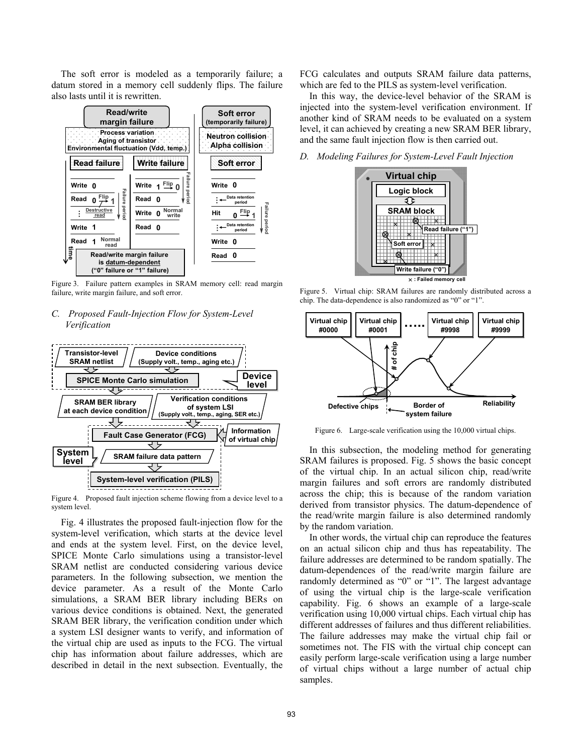The soft error is modeled as a temporarily failure; a datum stored in a memory cell suddenly flips. The failure also lasts until it is rewritten.

Figure 3. Failure pattern examples in SRAM memory cell: read margin failure, write margin failure, and soft error.

### *C. Proposed Fault-Injection Flow for System-Level Verification*

Figure 4. Proposed fault injection scheme flowing from a device level to a system level.

Fig. 4 illustrates the proposed fault-injection flow for the system-level verification, which starts at the device level and ends at the system level. First, on the device level, SPICE Monte Carlo simulations using a transistor-level SRAM netlist are conducted considering various device parameters. In the following subsection, we mention the device parameter. As a result of the Monte Carlo simulations, a SRAM BER library including BERs on various device conditions is obtained. Next, the generated SRAM BER library, the verification condition under which a system LSI designer wants to verify, and information of the virtual chip are used as inputs to the FCG. The virtual chip has information about failure addresses, which are described in detail in the next subsection. Eventually, the FCG calculates and outputs SRAM failure data patterns, which are fed to the PILS as system-level verification.

In this way, the device-level behavior of the SRAM is injected into the system-level verification environment. If another kind of SRAM needs to be evaluated on a system level, it can achieved by creating a new SRAM BER library, and the same fault injection flow is then carried out.

### *D. Modeling Failures for System-Level Fault Injection*

Figure 5. Virtual chip: SRAM failures are randomly distributed across a chip. The data-dependence is also randomized as "0" or "1".

Figure 6. Large-scale verification using the 10,000 virtual chips.

In this subsection, the modeling method for generating SRAM failures is proposed. Fig. 5 shows the basic concept of the virtual chip. In an actual silicon chip, read/write margin failures and soft errors are randomly distributed across the chip; this is because of the random variation derived from transistor physics. The datum-dependence of the read/write margin failure is also determined randomly by the random variation.

In other words, the virtual chip can reproduce the features on an actual silicon chip and thus has repeatability. The failure addresses are determined to be random spatially. The datum-dependences of the read/write margin failure are randomly determined as "0" or "1". The largest advantage of using the virtual chip is the large-scale verification capability. Fig. 6 shows an example of a large-scale verification using 10,000 virtual chips. Each virtual chip has different addresses of failures and thus different reliabilities. The failure addresses may make the virtual chip fail or sometimes not. The FIS with the virtual chip concept can easily perform large-scale verification using a large number of virtual chips without a large number of actual chip samples.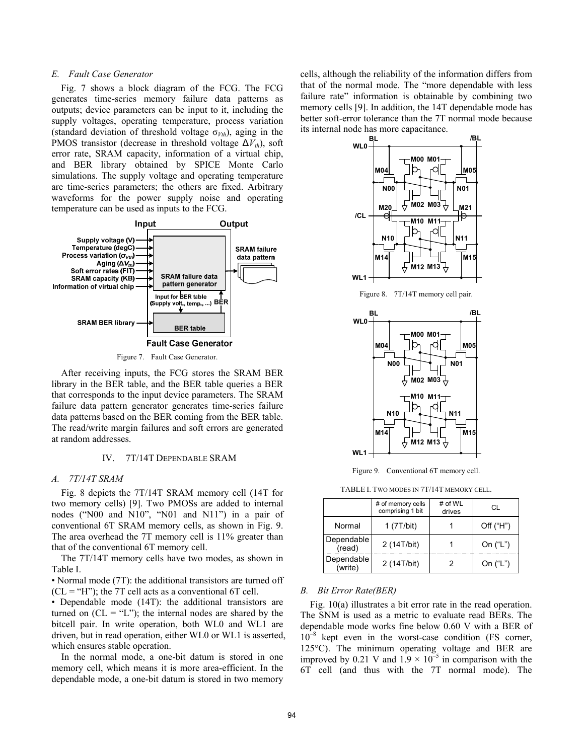### E. Fault Case Generator

Fig. 7 shows a block diagram of the FCG. The FCG generates time-series memory failure data patterns as outputs; device parameters can be input to it, including the supply voltages, operating temperature, process variation (standard deviation of threshold voltage $\sigma_{Vth}$), aging in the PMOS transistor (decrease in threshold voltage $\Delta V_{th}$), soft error rate, SRAM capacity, information of a virtual chip, and BER library obtained by SPICE Monte Carlo simulations. The supply voltage and operating temperature are time-series parameters; the others are fixed. Arbitrary waveforms for the power supply noise and operating temperature can be used as inputs to the FCG.

Figure 7. Fault Case Generator.

After receiving inputs, the FCG stores the SRAM BER library in the BER table, and the BER table queries a BER that corresponds to the input device parameters. The SRAM failure data pattern generator generates time-series failure data patterns based on the BER coming from the BER table. The read/write margin failures and soft errors are generated at random addresses.

## IV. 7T/14T DEPENDABLE SRAM

### A. 7T/14T SRAM

Fig. 8 depicts the 7T/14T SRAM memory cell (14T for two memory cells) [9]. Two PMOSs are added to internal nodes ("N00 and N10", "N01 and N11") in a pair of conventional 6T SRAM memory cells, as shown in Fig. 9. The area overhead the 7T memory cell is 11% greater than that of the conventional 6T memory cell.

The 7T/14T memory cells have two modes, as shown in Table I.

- Normal mode (7T): the additional transistors are turned off (CL = "H"); the 7T cell acts as a conventional 6T cell.
- Dependable mode (14T): the additional transistors are turned on (CL = "L"); the internal nodes are shared by the bitcell pair. In write operation, both WL0 and WL1 are driven, but in read operation, either WL0 or WL1 is asserted, which ensures stable operation.

In the normal mode, a one-bit datum is stored in one memory cell, which means it is more area-efficient. In the dependable mode, a one-bit datum is stored in two memory cells, although the reliability of the information differs from that of the normal mode. The "more dependable with less failure rate" information is obtainable by combining two memory cells [9]. In addition, the 14T dependable mode has better soft-error tolerance than the 7T normal mode because its internal node has more capacitance.

Figure 8. 7T/14T memory cell pair.

Figure 9. Conventional 6T memory cell.

TABLE I. TWO MODES IN 7T/14T MEMORY CELL.

| | # of memory cells comprising 1 bit | # of WL drives | CL |
|---|---|---|---|
| Normal | 1 (7T/bit) | 1 | Off ("H") |
| Dependable (read) | 2 (14T/bit) | 1 | On ("L") |
| Dependable (write) | 2 (14T/bit) | 2 | On ("L") |

### B. Bit Error Rate(BER)

Fig. 10(a) illustrates a bit error rate in the read operation. The SNM is used as a metric to evaluate read BERs. The dependable mode works fine below 0.60 V with a BER of $10^{-8}$ kept even in the worst-case condition (FS corner, 125°C). The minimum operating voltage and BER are improved by 0.21 V and $1.9 \times 10^{-5}$ in comparison with the 6T cell (and thus with the 7T normal mode). The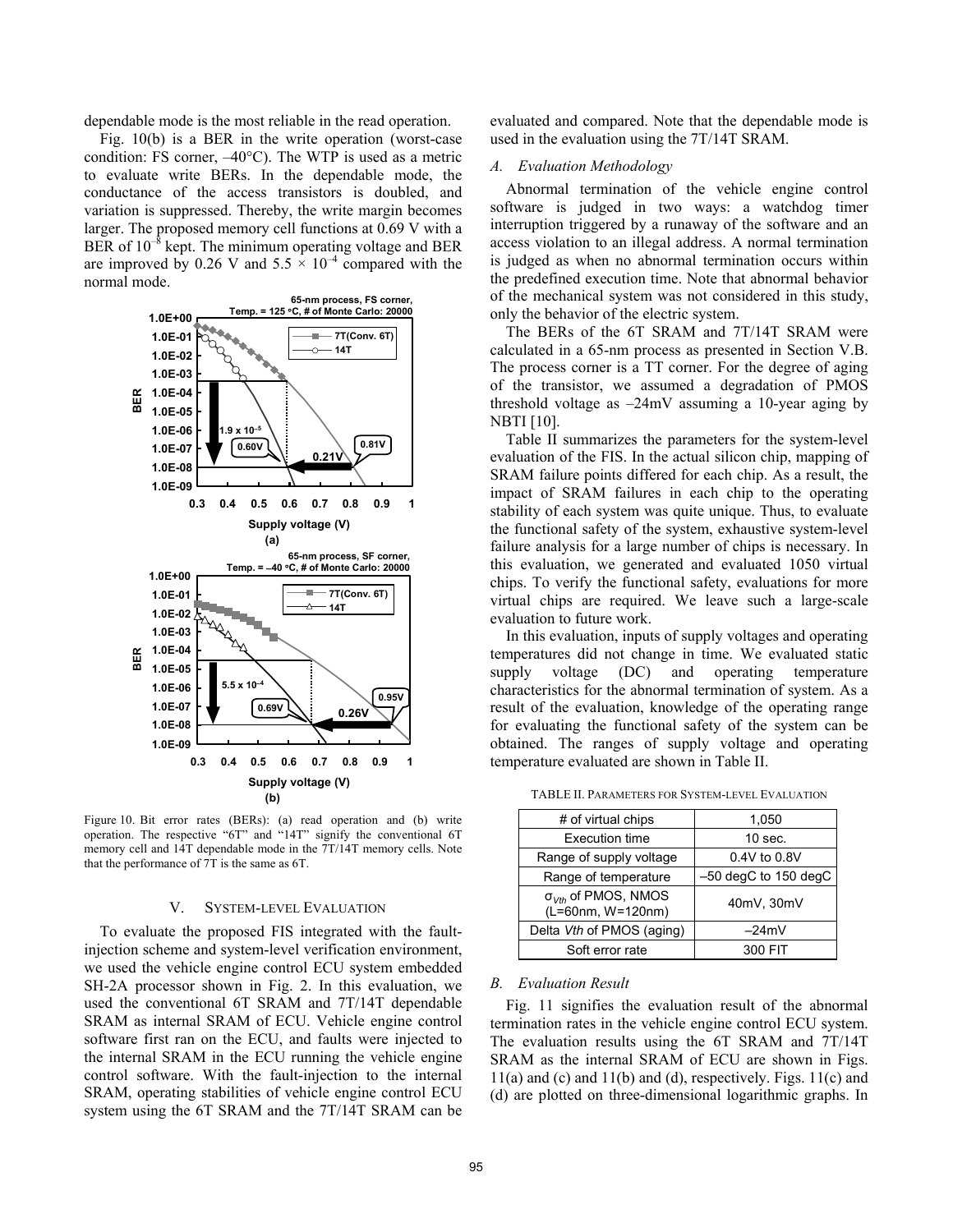dependable mode is the most reliable in the read operation.

Fig. 10(b) is a BER in the write operation (worst-case condition: FS corner, –40°C). The WTP is used as a metric to evaluate write BERs. In the dependable mode, the conductance of the access transistors is doubled, and variation is suppressed. Thereby, the write margin becomes larger. The proposed memory cell functions at 0.69 V with a BER of $10^{-8}$ kept. The minimum operating voltage and BER are improved by 0.26 V and $5.5 \times 10^{-4}$ compared with the normal mode.

Figure 10. Bit error rates (BERs): (a) read operation and (b) write operation. The respective "6T" and "14T" signify the conventional 6T memory cell and 14T dependable mode in the 7T/14T memory cells. Note that the performance of 7T is the same as 6T.

## V. System-level Evaluation

To evaluate the proposed FIS integrated with the fault-injection scheme and system-level verification environment, we used the vehicle engine control ECU system embedded SH-2A processor shown in Fig. 2. In this evaluation, we used the conventional 6T SRAM and 7T/14T dependable SRAM as internal SRAM of ECU. Vehicle engine control software first ran on the ECU, and faults were injected to the internal SRAM in the ECU running the vehicle engine control software. With the fault-injection to the internal SRAM, operating stabilities of vehicle engine control ECU system using the 6T SRAM and the 7T/14T SRAM can be evaluated and compared. Note that the dependable mode is used in the evaluation using the 7T/14T SRAM.

### A. Evaluation Methodology

Abnormal termination of the vehicle engine control software is judged in two ways: a watchdog timer interruption triggered by a runaway of the software and an access violation to an illegal address. A normal termination is judged as when no abnormal termination occurs within the predefined execution time. Note that abnormal behavior of the mechanical system was not considered in this study, only the behavior of the electric system.

The BERs of the 6T SRAM and 7T/14T SRAM were calculated in a 65-nm process as presented in Section V.B. The process corner is a TT corner. For the degree of aging of the transistor, we assumed a degradation of PMOS threshold voltage as –24mV assuming a 10-year aging by NBTI [10].

Table II summarizes the parameters for the system-level evaluation of the FIS. In the actual silicon chip, mapping of SRAM failure points differed for each chip. As a result, the impact of SRAM failures in each chip to the operating stability of each system was quite unique. Thus, to evaluate the functional safety of the system, exhaustive system-level failure analysis for a large number of chips is necessary. In this evaluation, we generated and evaluated 1050 virtual chips. To verify the functional safety, evaluations for more virtual chips are required. We leave such a large-scale evaluation to future work.

In this evaluation, inputs of supply voltages and operating temperatures did not change in time. We evaluated static supply voltage (DC) and operating temperature characteristics for the abnormal termination of system. As a result of the evaluation, knowledge of the operating range for evaluating the functional safety of the system can be obtained. The ranges of supply voltage and operating temperature evaluated are shown in Table II.

TABLE II. Parameters for System-level Evaluation

| # of virtual chips | 1,050 |
|---|---|
| Execution time | 10 sec. |
| Range of supply voltage | 0.4V to 0.8V |
| Range of temperature | –50 degC to 150 degC |
| $\sigma_{Vth}$ of PMOS, NMOS (L=60nm, W=120nm) | 40mV, 30mV |
| Delta $Vth$ of PMOS (aging) | –24mV |
| Soft error rate | 300 FIT |

### B. Evaluation Result

Fig. 11 signifies the evaluation result of the abnormal termination rates in the vehicle engine control ECU system. The evaluation results using the 6T SRAM and 7T/14T SRAM as the internal SRAM of ECU are shown in Figs. 11(a) and (c) and 11(b) and (d), respectively. Figs. 11(c) and (d) are plotted on three-dimensional logarithmic graphs. In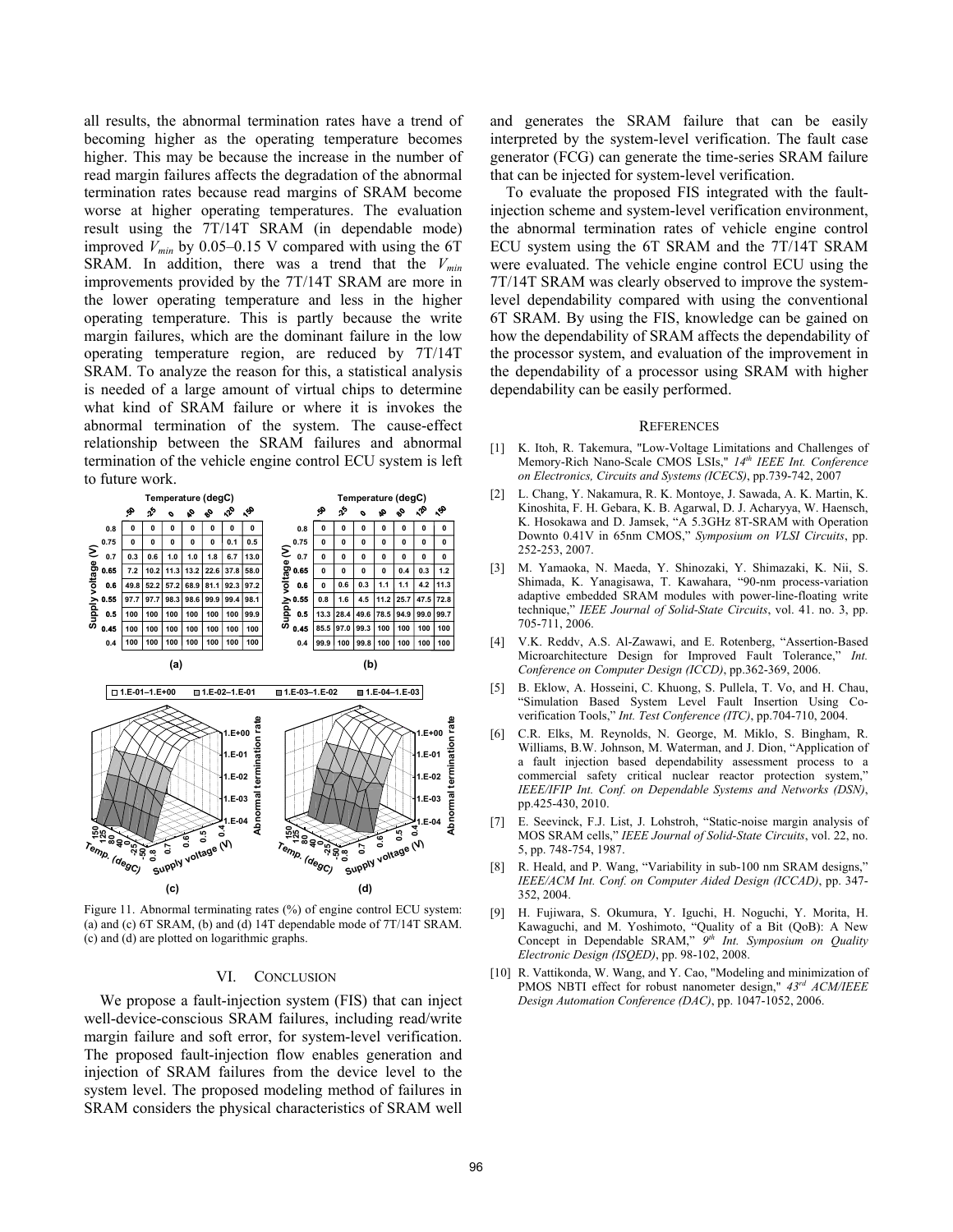all results, the abnormal termination rates have a trend of becoming higher as the operating temperature becomes higher. This may be because the increase in the number of read margin failures affects the degradation of the abnormal termination rates because read margins of SRAM become worse at higher operating temperatures. The evaluation result using the 7T/14T SRAM (in dependable mode) improved $V_{min}$ by 0.05–0.15 V compared with using the 6T SRAM. In addition, there was a trend that the $V_{min}$ improvements provided by the 7T/14T SRAM are more in the lower operating temperature and less in the higher operating temperature. This is partly because the write margin failures, which are the dominant failure in the low operating temperature region, are reduced by 7T/14T SRAM. To analyze the reason for this, a statistical analysis is needed of a large amount of virtual chips to determine what kind of SRAM failure or where it is invokes the abnormal termination of the system. The cause-effect relationship between the SRAM failures and abnormal termination of the vehicle engine control ECU system is left to future work.

(a)

| Supply voltage (V) \ Temperature (degC) | -50 | -25 | 0 | 40 | 80 | 120 | 150 |
|---|---|---|---|---|---|---|---|
| 0.8 | 0 | 0 | 0 | 0 | 0 | 0 | 0 |
| 0.75 | 0 | 0 | 0 | 0 | 0 | 0.1 | 0.5 |
| 0.7 | 0.3 | 0.6 | 1.0 | 1.0 | 1.8 | 6.7 | 13.0 |
| 0.65 | 7.2 | 10.2 | 11.3 | 13.2 | 22.6 | 37.8 | 58.0 |
| 0.6 | 49.8 | 52.2 | 57.2 | 68.9 | 81.1 | 92.3 | 97.2 |
| 0.55 | 97.7 | 97.7 | 98.3 | 98.6 | 99.9 | 99.4 | 98.1 |
| 0.5 | 100 | 100 | 100 | 100 | 100 | 100 | 99.9 |
| 0.45 | 100 | 100 | 100 | 100 | 100 | 100 | 100 |
| 0.4 | 100 | 100 | 100 | 100 | 100 | 100 | 100 |

(b)

| Supply voltage (V) \ Temperature (degC) | -50 | -25 | 0 | 40 | 80 | 120 | 150 |
|---|---|---|---|---|---|---|---|
| 0.8 | 0 | 0 | 0 | 0 | 0 | 0 | 0 |
| 0.75 | 0 | 0 | 0 | 0 | 0 | 0 | 0 |
| 0.7 | 0 | 0 | 0 | 0 | 0 | 0 | 0 |
| 0.65 | 0 | 0 | 0 | 0 | 0.4 | 0.3 | 1.2 |
| 0.6 | 0 | 0.6 | 0.3 | 1.1 | 1.1 | 4.2 | 11.3 |
| 0.55 | 0.8 | 1.6 | 4.5 | 11.2 | 25.7 | 47.5 | 72.8 |
| 0.5 | 13.3 | 28.4 | 49.6 | 78.5 | 94.9 | 99.0 | 99.7 |
| 0.45 | 85.5 | 97.0 | 99.3 | 100 | 100 | 100 | 100 |
| 0.4 | 99.9 | 100 | 99.8 | 100 | 100 | 100 | 100 |

1.E-01–1.E+00 1.E-02–1.E-01 1.E-03–1.E-02 1.E-04–1.E-03

Abnormal termination rate
1.E+00
1.E-01
1.E-02
1.E-03
1.E-04
Temp. (degC)
150 125 80 40 0 -25 -50
Supply voltage (V)
0.8 0.7 0.6 0.5 0.4

(c) (d)

Figure 11. Abnormal terminating rates (%) of engine control ECU system: (a) and (c) 6T SRAM, (b) and (d) 14T dependable mode of 7T/14T SRAM. (c) and (d) are plotted on logarithmic graphs.

## VI. Conclusion

We propose a fault-injection system (FIS) that can inject well-device-conscious SRAM failures, including read/write margin failure and soft error, for system-level verification. The proposed fault-injection flow enables generation and injection of SRAM failures from the device level to the system level. The proposed modeling method of failures in SRAM considers the physical characteristics of SRAM well and generates the SRAM failure that can be easily interpreted by the system-level verification. The fault case generator (FCG) can generate the time-series SRAM failure that can be injected for system-level verification.

To evaluate the proposed FIS integrated with the fault-injection scheme and system-level verification environment, the abnormal termination rates of vehicle engine control ECU system using the 6T SRAM and the 7T/14T SRAM were evaluated. The vehicle engine control ECU using the 7T/14T SRAM was clearly observed to improve the system-level dependability compared with using the conventional 6T SRAM. By using the FIS, knowledge can be gained on how the dependability of SRAM affects the dependability of the processor system, and evaluation of the improvement in the dependability of a processor using SRAM with higher dependability can be easily performed.

## References

[1] K. Itoh, R. Takemura, "Low-Voltage Limitations and Challenges of Memory-Rich Nano-Scale CMOS LSIs," *14th IEEE Int. Conference on Electronics, Circuits and Systems (ICECS)*, pp.739-742, 2007

[2] L. Chang, Y. Nakamura, R. K. Montoye, J. Sawada, A. K. Martin, K. Kinoshita, F. H. Gebara, K. B. Agarwal, D. J. Acharyya, W. Haensch, K. Hosokawa and D. Jamsek, "A 5.3GHz 8T-SRAM with Operation Downto 0.41V in 65nm CMOS," *Symposium on VLSI Circuits*, pp. 252-253, 2007.

[3] M. Yamaoka, N. Maeda, Y. Shinozaki, Y. Shimazaki, K. Nii, S. Shimada, K. Yanagisawa, T. Kawahara, "90-nm process-variation adaptive embedded SRAM modules with power-line-floating write technique," *IEEE Journal of Solid-State Circuits*, vol. 41. no. 3, pp. 705-711, 2006.

[4] V.K. Reddv, A.S. Al-Zawawi, and E. Rotenberg, "Assertion-Based Microarchitecture Design for Improved Fault Tolerance," *Int. Conference on Computer Design (ICCD)*, pp.362-369, 2006.

[5] B. Eklow, A. Hosseini, C. Khuong, S. Pullela, T. Vo, and H. Chau, "Simulation Based System Level Fault Insertion Using Co-verification Tools," *Int. Test Conference (ITC)*, pp.704-710, 2004.

[6] C.R. Elks, M. Reynolds, N. George, M. Miklo, S. Bingham, R. Williams, B.W. Johnson, M. Waterman, and J. Dion, "Application of a fault injection based dependability assessment process to a commercial safety critical nuclear reactor protection system," *IEEE/IFIP Int. Conf. on Dependable Systems and Networks (DSN)*, pp.425-430, 2010.

[7] E. Seevinck, F.J. List, J. Lohstroh, "Static-noise margin analysis of MOS SRAM cells," *IEEE Journal of Solid-State Circuits*, vol. 22, no. 5, pp. 748-754, 1987.

[8] R. Heald, and P. Wang, "Variability in sub-100 nm SRAM designs," *IEEE/ACM Int. Conf. on Computer Aided Design (ICCAD)*, pp. 347-352, 2004.

[9] H. Fujiwara, S. Okumura, Y. Iguchi, H. Noguchi, Y. Morita, H. Kawaguchi, and M. Yoshimoto, "Quality of a Bit (QoB): A New Concept in Dependable SRAM," *9th Int. Symposium on Quality Electronic Design (ISQED)*, pp. 98-102, 2008.

[10] R. Vattikonda, W. Wang, and Y. Cao, "Modeling and minimization of PMOS NBTI effect for robust nanometer design," *43rd ACM/IEEE Design Automation Conference (DAC)*, pp. 1047-1052, 2006.